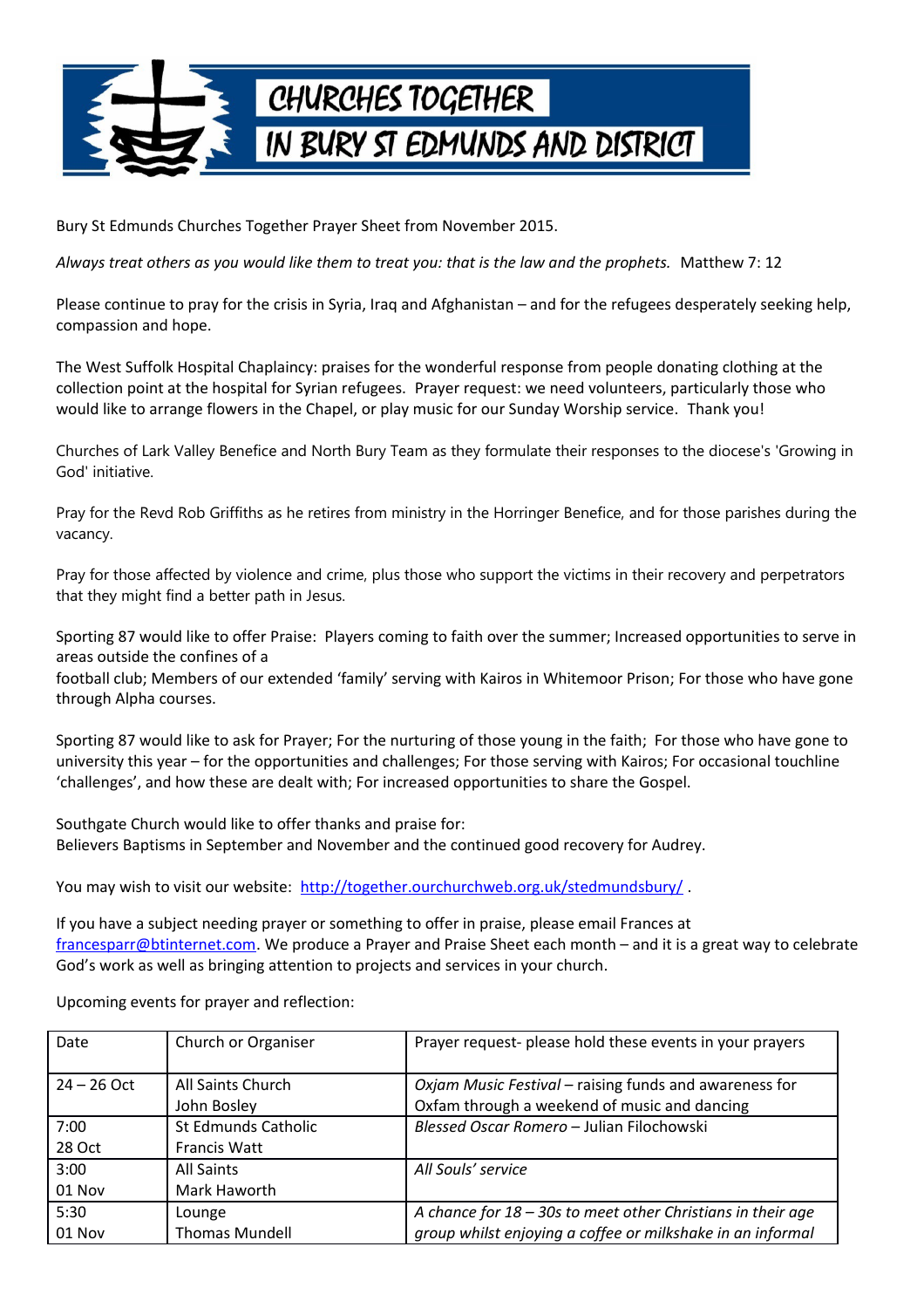# CHURCHES TOGETHER IN BURY ST EDMUNDS AND DISTRICT

Bury St Edmunds Churches Together Prayer Sheet from November 2015.

*Always treat others as you would like them to treat you: that is the law and the prophets.* Matthew 7: 12

Please continue to pray for the crisis in Syria, Iraq and Afghanistan – and for the refugees desperately seeking help, compassion and hope.

The West Suffolk Hospital Chaplaincy: praises for the wonderful response from people donating clothing at the collection point at the hospital for Syrian refugees. Prayer request: we need volunteers, particularly those who would like to arrange flowers in the Chapel, or play music for our Sunday Worship service. Thank you!

Churches of Lark Valley Benefice and North Bury Team as they formulate their responses to the diocese's 'Growing in God' initiative.

Pray for the Revd Rob Griffiths as he retires from ministry in the Horringer Benefice, and for those parishes during the vacancy.

Pray for those affected by violence and crime, plus those who support the victims in their recovery and perpetrators that they might find a better path in Jesus.

Sporting 87 would like to offer Praise: Players coming to faith over the summer; Increased opportunities to serve in areas outside the confines of a
football club; Members of our extended 'family' serving with Kairos in Whitemoor Prison; For those who have gone through Alpha courses.

Sporting 87 would like to ask for Prayer; For the nurturing of those young in the faith; For those who have gone to university this year – for the opportunities and challenges; For those serving with Kairos; For occasional touchline 'challenges', and how these are dealt with; For increased opportunities to share the Gospel.

Southgate Church would like to offer thanks and praise for:
Believers Baptisms in September and November and the continued good recovery for Audrey.

You may wish to visit our website: http://together.ourchurchweb.org.uk/stedmundsbury/ .

If you have a subject needing prayer or something to offer in praise, please email Frances at francesparr@btinternet.com. We produce a Prayer and Praise Sheet each month – and it is a great way to celebrate God's work as well as bringing attention to projects and services in your church.

Upcoming events for prayer and reflection:

| Date | Church or Organiser | Prayer request- please hold these events in your prayers |
|---|---|---|
| 24 – 26 Oct | All Saints Church<br>John Bosley | *Oxjam Music Festival* – raising funds and awareness for Oxfam through a weekend of music and dancing |
| 7:00<br>28 Oct | St Edmunds Catholic<br>Francis Watt | *Blessed Oscar Romero* – Julian Filochowski |
| 3:00<br>01 Nov | All Saints<br>Mark Haworth | *All Souls' service* |
| 5:30<br>01 Nov | Lounge<br>Thomas Mundell | *A chance for 18 – 30s to meet other Christians in their age group whilst enjoying a coffee or milkshake in an informal* |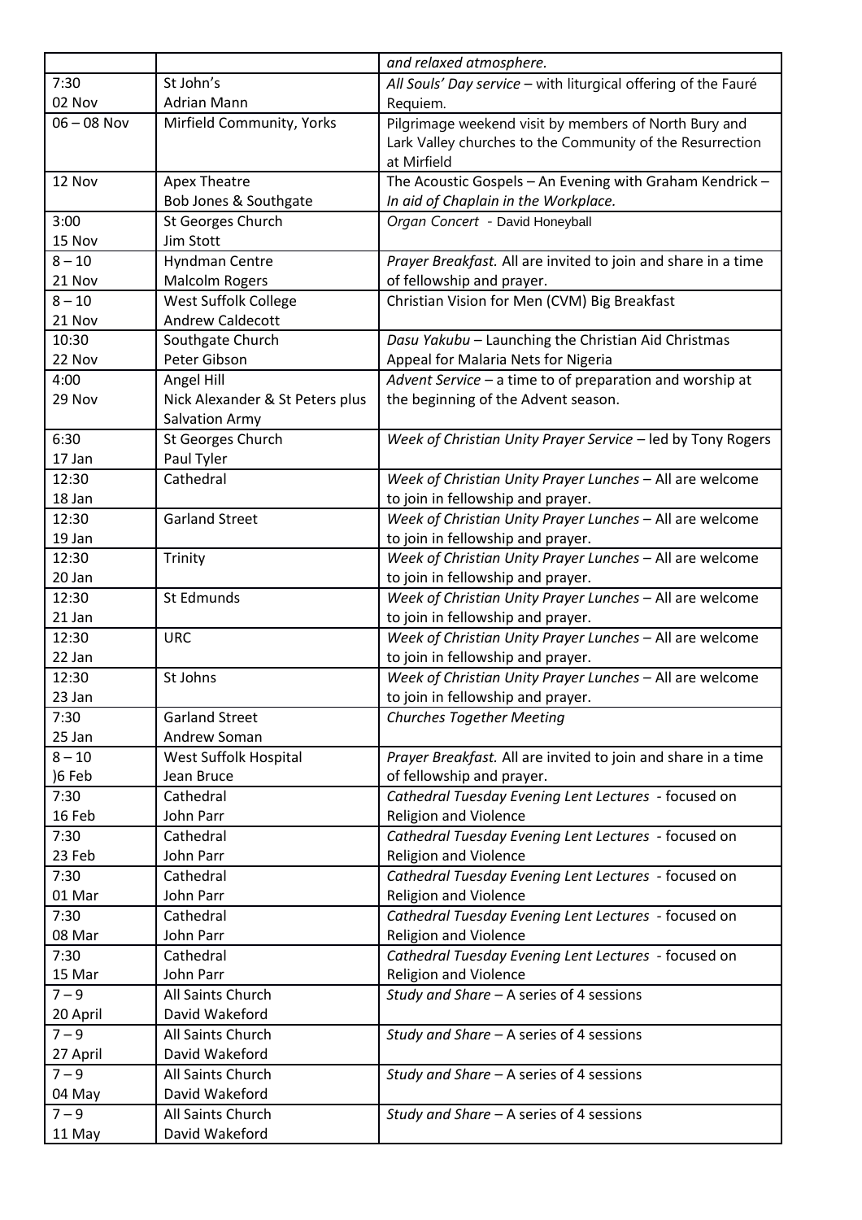| | | |
|---|---|---|
| | | *and relaxed atmosphere.* |
| 7:30<br>02 Nov | St John's<br>Adrian Mann | *All Souls' Day service* – with liturgical offering of the Fauré Requiem. |
| 06 – 08 Nov | Mirfield Community, Yorks | Pilgrimage weekend visit by members of North Bury and Lark Valley churches to the Community of the Resurrection at Mirfield |
| 12 Nov | Apex Theatre<br>Bob Jones & Southgate | The Acoustic Gospels – An Evening with Graham Kendrick – *In aid of Chaplain in the Workplace.* |
| 3:00<br>15 Nov | St Georges Church<br>Jim Stott | *Organ Concert* - David Honeyball |
| 8 – 10<br>21 Nov | Hyndman Centre<br>Malcolm Rogers | *Prayer Breakfast.* All are invited to join and share in a time of fellowship and prayer. |
| 8 – 10<br>21 Nov | West Suffolk College<br>Andrew Caldecott | Christian Vision for Men (CVM) Big Breakfast |
| 10:30<br>22 Nov | Southgate Church<br>Peter Gibson | *Dasu Yakubu* – Launching the Christian Aid Christmas Appeal for Malaria Nets for Nigeria |
| 4:00<br>29 Nov | Angel Hill<br>Nick Alexander & St Peters plus Salvation Army | *Advent Service* – a time to of preparation and worship at the beginning of the Advent season. |
| 6:30<br>17 Jan | St Georges Church<br>Paul Tyler | *Week of Christian Unity Prayer Service* – led by Tony Rogers |
| 12:30<br>18 Jan | Cathedral | *Week of Christian Unity Prayer Lunches* – All are welcome to join in fellowship and prayer. |
| 12:30<br>19 Jan | Garland Street | *Week of Christian Unity Prayer Lunches* – All are welcome to join in fellowship and prayer. |
| 12:30<br>20 Jan | Trinity | *Week of Christian Unity Prayer Lunches* – All are welcome to join in fellowship and prayer. |
| 12:30<br>21 Jan | St Edmunds | *Week of Christian Unity Prayer Lunches* – All are welcome to join in fellowship and prayer. |
| 12:30<br>22 Jan | URC | *Week of Christian Unity Prayer Lunches* – All are welcome to join in fellowship and prayer. |
| 12:30<br>23 Jan | St Johns | *Week of Christian Unity Prayer Lunches* – All are welcome to join in fellowship and prayer. |
| 7:30<br>25 Jan | Garland Street<br>Andrew Soman | *Churches Together Meeting* |
| 8 – 10<br>)6 Feb | West Suffolk Hospital<br>Jean Bruce | *Prayer Breakfast.* All are invited to join and share in a time of fellowship and prayer. |
| 7:30<br>16 Feb | Cathedral<br>John Parr | *Cathedral Tuesday Evening Lent Lectures* - focused on Religion and Violence |
| 7:30<br>23 Feb | Cathedral<br>John Parr | *Cathedral Tuesday Evening Lent Lectures* - focused on Religion and Violence |
| 7:30<br>01 Mar | Cathedral<br>John Parr | *Cathedral Tuesday Evening Lent Lectures* - focused on Religion and Violence |
| 7:30<br>08 Mar | Cathedral<br>John Parr | *Cathedral Tuesday Evening Lent Lectures* - focused on Religion and Violence |
| 7:30<br>15 Mar | Cathedral<br>John Parr | *Cathedral Tuesday Evening Lent Lectures* - focused on Religion and Violence |
| 7 – 9<br>20 April | All Saints Church<br>David Wakeford | *Study and Share* – A series of 4 sessions |
| 7 – 9<br>27 April | All Saints Church<br>David Wakeford | *Study and Share* – A series of 4 sessions |
| 7 – 9<br>04 May | All Saints Church<br>David Wakeford | *Study and Share* – A series of 4 sessions |
| 7 – 9<br>11 May | All Saints Church<br>David Wakeford | *Study and Share* – A series of 4 sessions |